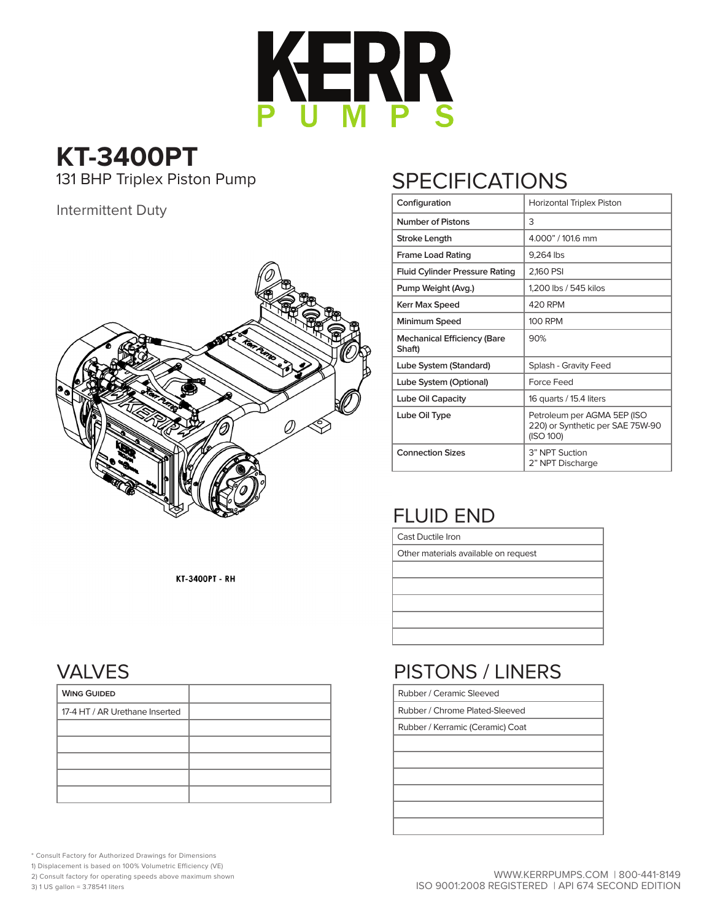# KERR PUMPS

## KT-3400PT

131 BHP Triplex Piston Pump

Intermittent Duty

KT-3400PT - RH

## SPECIFICATIONS

| Configuration | Horizontal Triplex Piston |
|---|---|
| Number of Pistons | 3 |
| Stroke Length | 4.000" / 101.6 mm |
| Frame Load Rating | 9,264 lbs |
| Fluid Cylinder Pressure Rating | 2,160 PSI |
| Pump Weight (Avg.) | 1,200 lbs / 545 kilos |
| Kerr Max Speed | 420 RPM |
| Minimum Speed | 100 RPM |
| Mechanical Efficiency (Bare Shaft) | 90% |
| Lube System (Standard) | Splash - Gravity Feed |
| Lube System (Optional) | Force Feed |
| Lube Oil Capacity | 16 quarts / 15.4 liters |
| Lube Oil Type | Petroleum per AGMA 5EP (ISO 220) or Synthetic per SAE 75W-90 (ISO 100) |
| Connection Sizes | 3" NPT Suction<br>2" NPT Discharge |

## FLUID END

| Cast Ductile Iron |
|---|
| Other materials available on request |

## VALVES

| Wing Guided | |
|---|---|
| 17-4 HT / AR Urethane Inserted | |

## PISTONS / LINERS

| Rubber / Ceramic Sleeved |
|---|
| Rubber / Chrome Plated-Sleeved |
| Rubber / Kerramic (Ceramic) Coat |

\* Consult Factory for Authorized Drawings for Dimensions
1) Displacement is based on 100% Volumetric Efficiency (VE)
2) Consult factory for operating speeds above maximum shown
3) 1 US gallon = 3.78541 liters

WWW.KERRPUMPS.COM | 800-441-8149
ISO 9001:2008 REGISTERED | API 674 SECOND EDITION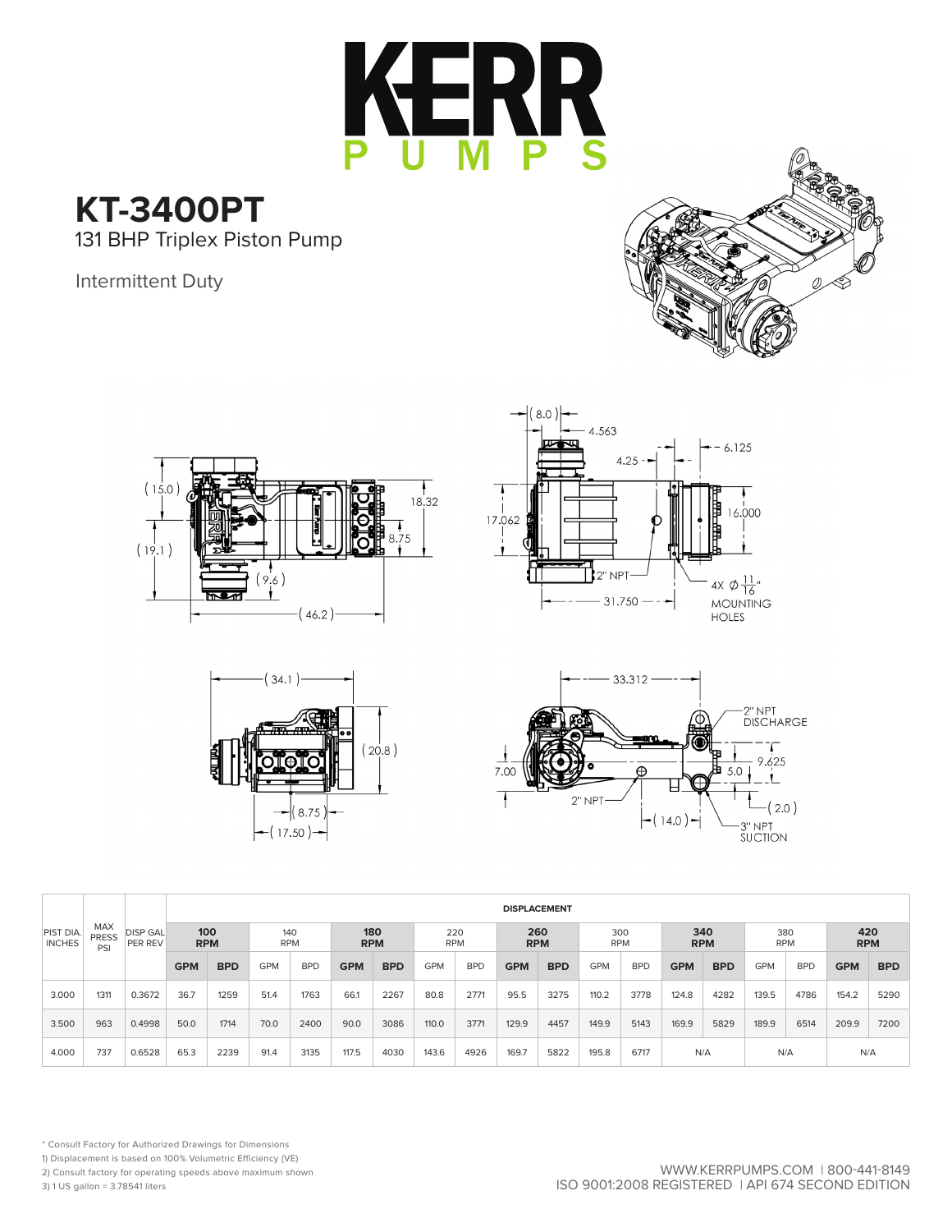# KT-3400PT

131 BHP Triplex Piston Pump

Intermittent Duty

(15.0)
(19.1)
(9.6)
(46.2)
18.32
8.75

(8.0)
4.563
4.25
6.125
17.062
16.000
2" NPT
31.750
4X Ø 11/16"
MOUNTING HOLES

(34.1)
(20.8)
(8.75)
(17.50)

33.312
2" NPT DISCHARGE
9.625
5.0
7.00
2" NPT
(14.0)
(2.0)
3" NPT SUCTION

| PIST DIA. INCHES | MAX PRESS PSI | DISP GAL PER REV | DISPLACEMENT | | | | | | | | | | | | | | | | | |
|---|---|---|---|---|---|---|---|---|---|---|---|---|---|---|---|---|---|---|---|---|
| | | | 100 RPM | | 140 RPM | | 180 RPM | | 220 RPM | | 260 RPM | | 300 RPM | | 340 RPM | | 380 RPM | | 420 RPM | |
| | | | GPM | BPD | GPM | BPD | GPM | BPD | GPM | BPD | GPM | BPD | GPM | BPD | GPM | BPD | GPM | BPD | GPM | BPD |
| 3.000 | 1311 | 0.3672 | 36.7 | 1259 | 51.4 | 1763 | 66.1 | 2267 | 80.8 | 2771 | 95.5 | 3275 | 110.2 | 3778 | 124.8 | 4282 | 139.5 | 4786 | 154.2 | 5290 |
| 3.500 | 963 | 0.4998 | 50.0 | 1714 | 70.0 | 2400 | 90.0 | 3086 | 110.0 | 3771 | 129.9 | 4457 | 149.9 | 5143 | 169.9 | 5829 | 189.9 | 6514 | 209.9 | 7200 |
| 4.000 | 737 | 0.6528 | 65.3 | 2239 | 91.4 | 3135 | 117.5 | 4030 | 143.6 | 4926 | 169.7 | 5822 | 195.8 | 6717 | N/A | | N/A | | N/A | |

\* Consult Factory for Authorized Drawings for Dimensions

1) Displacement is based on 100% Volumetric Efficiency (VE)

2) Consult factory for operating speeds above maximum shown

3) 1 US gallon = 3.78541 liters

WWW.KERRPUMPS.COM | 800-441-8149

ISO 9001:2008 REGISTERED | API 674 SECOND EDITION